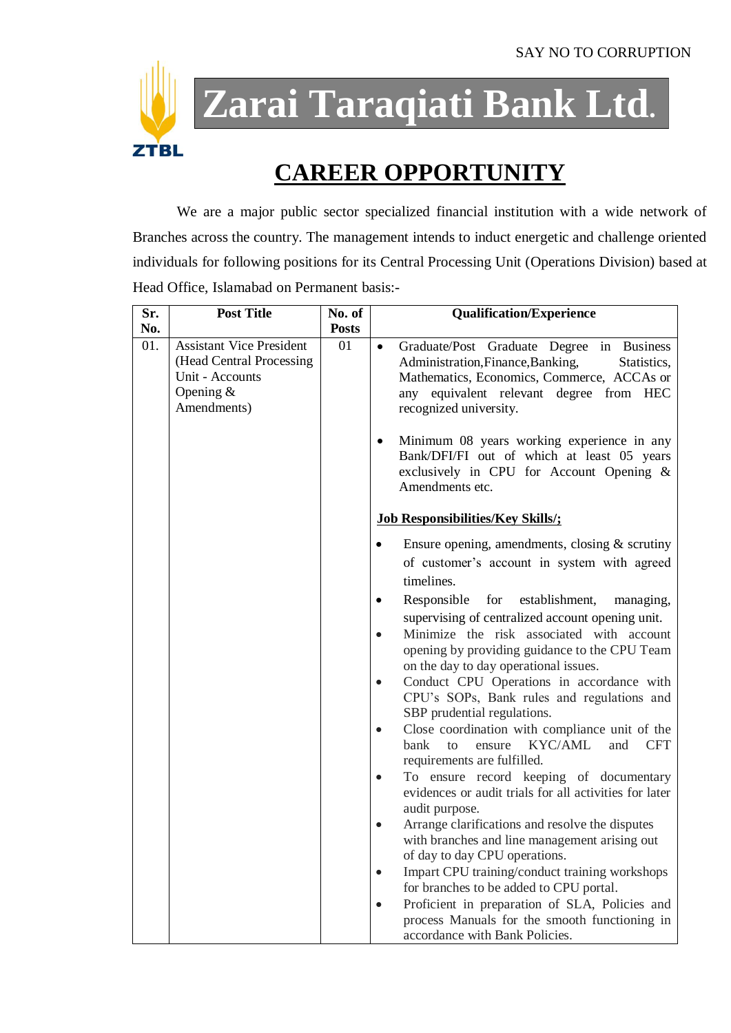SAY NO TO CORRUPTION

ZTBL

# Zarai Taraqiati Bank Ltd.

## CAREER OPPORTUNITY

We are a major public sector specialized financial institution with a wide network of Branches across the country. The management intends to induct energetic and challenge oriented individuals for following positions for its Central Processing Unit (Operations Division) based at Head Office, Islamabad on Permanent basis:-

| Sr. No. | Post Title | No. of Posts | Qualification/Experience |
|---|---|---|---|
| 01. | Assistant Vice President (Head Central Processing Unit - Accounts Opening & Amendments) | 01 | • Graduate/Post Graduate Degree in Business Administration,Finance,Banking, Statistics, Mathematics, Economics, Commerce, ACCAs or any equivalent relevant degree from HEC recognized university.<br><br>• Minimum 08 years working experience in any Bank/DFI/FI out of which at least 05 years exclusively in CPU for Account Opening & Amendments etc.<br><br>**<u>Job Responsibilities/Key Skills/;</u>**<br><br>• Ensure opening, amendments, closing & scrutiny of customer's account in system with agreed timelines.<br>• Responsible for establishment, managing, supervising of centralized account opening unit.<br>• Minimize the risk associated with account opening by providing guidance to the CPU Team on the day to day operational issues.<br>• Conduct CPU Operations in accordance with CPU's SOPs, Bank rules and regulations and SBP prudential regulations.<br>• Close coordination with compliance unit of the bank to ensure KYC/AML and CFT requirements are fulfilled.<br>• To ensure record keeping of documentary evidences or audit trials for all activities for later audit purpose.<br>• Arrange clarifications and resolve the disputes with branches and line management arising out of day to day CPU operations.<br>• Impart CPU training/conduct training workshops for branches to be added to CPU portal.<br>• Proficient in preparation of SLA, Policies and process Manuals for the smooth functioning in accordance with Bank Policies. |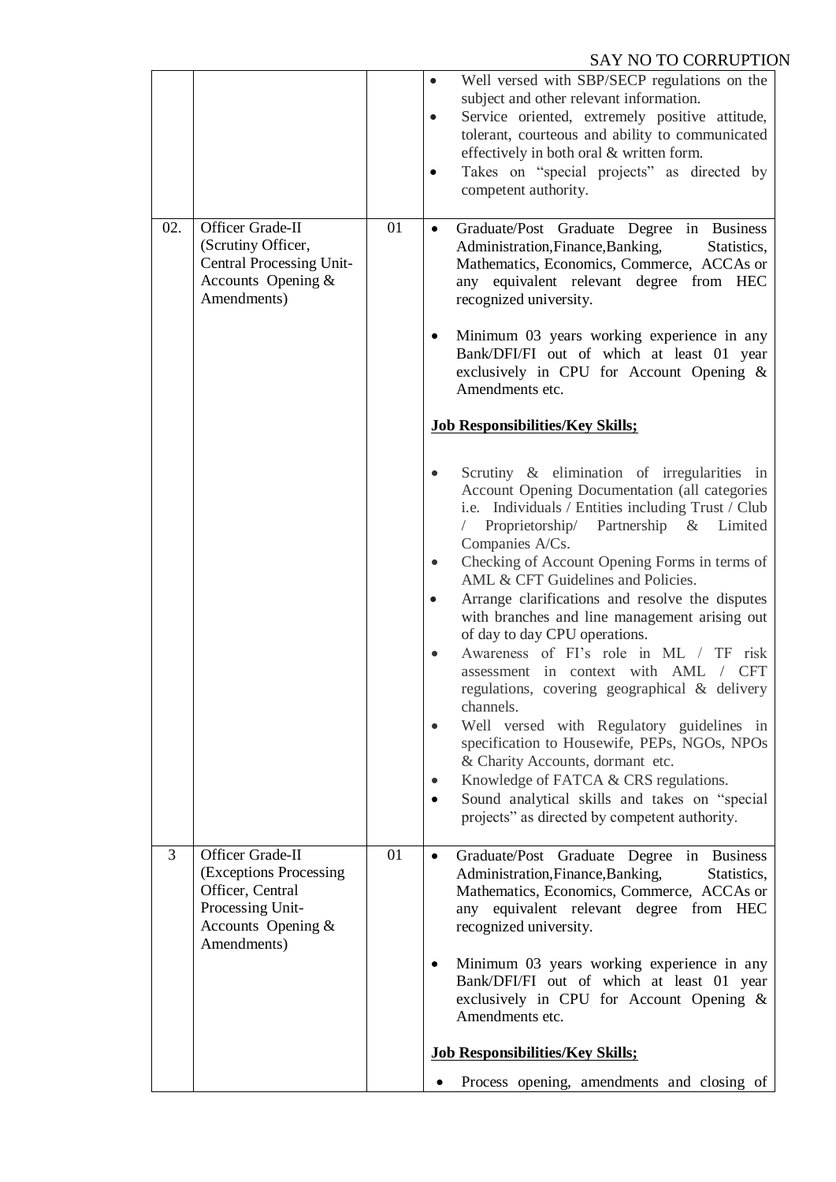SAY NO TO CORRUPTION

| | | | |
|---|---|---|---|
| | | | • Well versed with SBP/SECP regulations on the subject and other relevant information.<br>• Service oriented, extremely positive attitude, tolerant, courteous and ability to communicated effectively in both oral & written form.<br>• Takes on "special projects" as directed by competent authority. |
| 02. | Officer Grade-II (Scrutiny Officer, Central Processing Unit-Accounts Opening & Amendments) | 01 | • Graduate/Post Graduate Degree in Business Administration,Finance,Banking, Statistics, Mathematics, Economics, Commerce, ACCAs or any equivalent relevant degree from HEC recognized university.<br>• Minimum 03 years working experience in any Bank/DFI/FI out of which at least 01 year exclusively in CPU for Account Opening & Amendments etc.<br>**Job Responsibilities/Key Skills;**<br>• Scrutiny & elimination of irregularities in Account Opening Documentation (all categories i.e. Individuals / Entities including Trust / Club / Proprietorship/ Partnership & Limited Companies A/Cs.<br>• Checking of Account Opening Forms in terms of AML & CFT Guidelines and Policies.<br>• Arrange clarifications and resolve the disputes with branches and line management arising out of day to day CPU operations.<br>• Awareness of FI's role in ML / TF risk assessment in context with AML / CFT regulations, covering geographical & delivery channels.<br>• Well versed with Regulatory guidelines in specification to Housewife, PEPs, NGOs, NPOs & Charity Accounts, dormant etc.<br>• Knowledge of FATCA & CRS regulations.<br>• Sound analytical skills and takes on "special projects" as directed by competent authority. |
| 3 | Officer Grade-II (Exceptions Processing Officer, Central Processing Unit-Accounts Opening & Amendments) | 01 | • Graduate/Post Graduate Degree in Business Administration,Finance,Banking, Statistics, Mathematics, Economics, Commerce, ACCAs or any equivalent relevant degree from HEC recognized university.<br>• Minimum 03 years working experience in any Bank/DFI/FI out of which at least 01 year exclusively in CPU for Account Opening & Amendments etc.<br>**Job Responsibilities/Key Skills;**<br>• Process opening, amendments and closing of |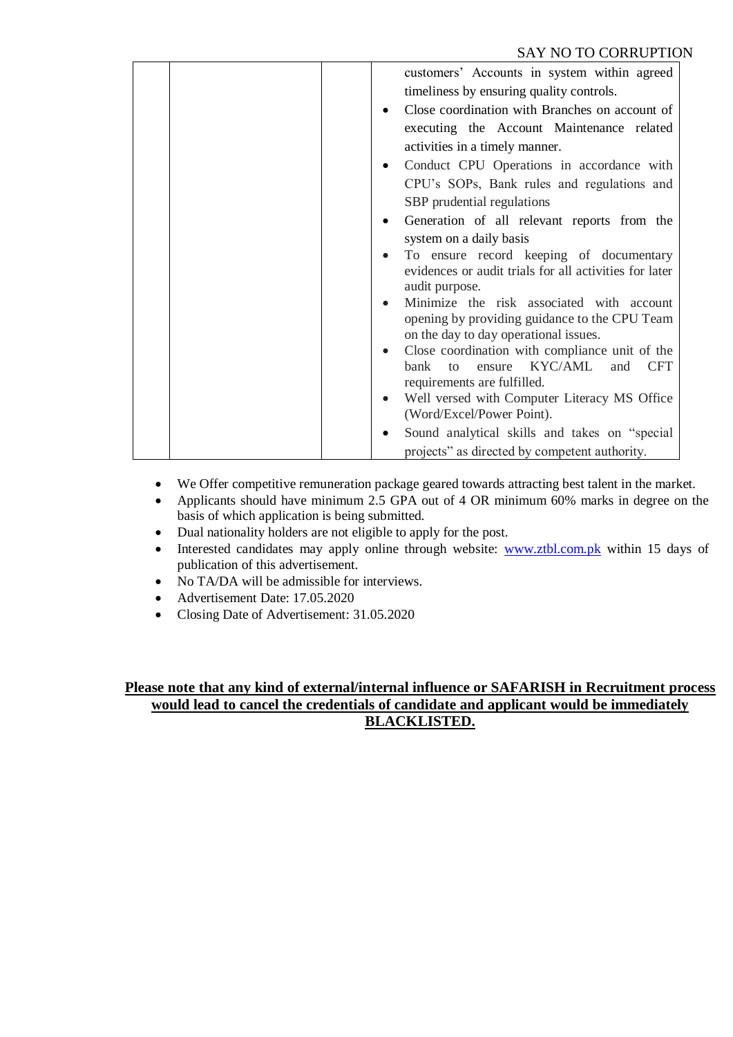SAY NO TO CORRUPTION

| | | | |
|---|---|---|---|
| | | | customers' Accounts in system within agreed timeliness by ensuring quality controls.<br>• Close coordination with Branches on account of executing the Account Maintenance related activities in a timely manner.<br>• Conduct CPU Operations in accordance with CPU's SOPs, Bank rules and regulations and SBP prudential regulations<br>• Generation of all relevant reports from the system on a daily basis<br>• To ensure record keeping of documentary evidences or audit trials for all activities for later audit purpose.<br>• Minimize the risk associated with account opening by providing guidance to the CPU Team on the day to day operational issues.<br>• Close coordination with compliance unit of the bank to ensure KYC/AML and CFT requirements are fulfilled.<br>• Well versed with Computer Literacy MS Office (Word/Excel/Power Point).<br>• Sound analytical skills and takes on "special projects" as directed by competent authority. |

- We Offer competitive remuneration package geared towards attracting best talent in the market.
- Applicants should have minimum 2.5 GPA out of 4 OR minimum 60% marks in degree on the basis of which application is being submitted.
- Dual nationality holders are not eligible to apply for the post.
- Interested candidates may apply online through website: www.ztbl.com.pk within 15 days of publication of this advertisement.
- No TA/DA will be admissible for interviews.
- Advertisement Date: 17.05.2020
- Closing Date of Advertisement: 31.05.2020

**Please note that any kind of external/internal influence or SAFARISH in Recruitment process would lead to cancel the credentials of candidate and applicant would be immediately BLACKLISTED.**